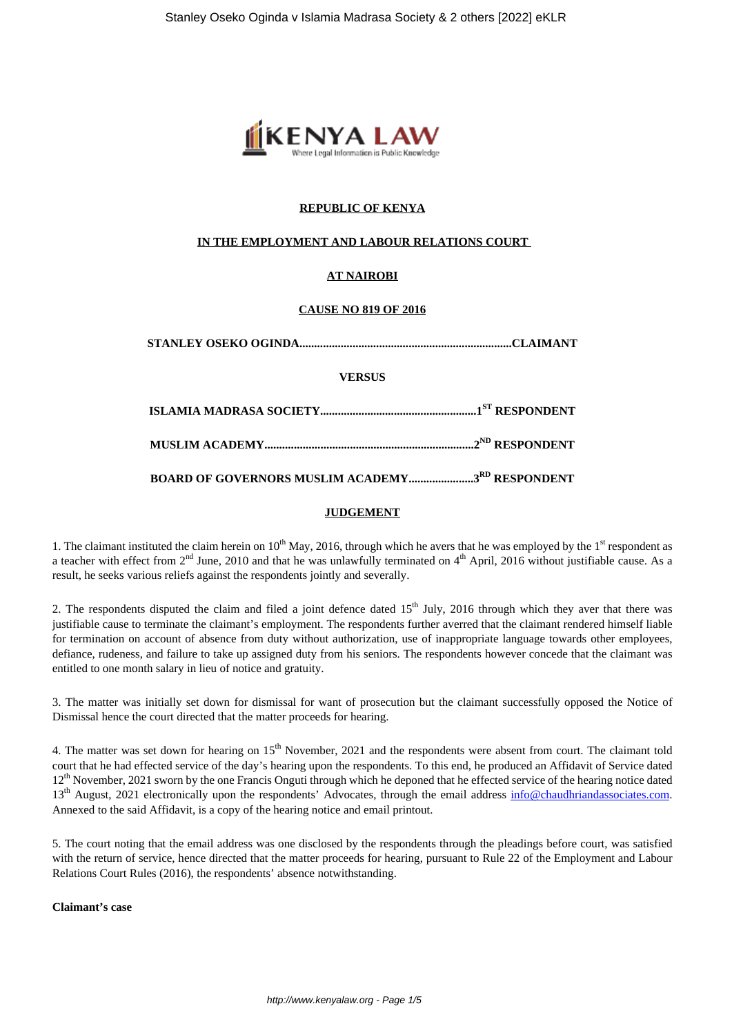**REPUBLIC OF KENYA**

**IN THE EMPLOYMENT AND LABOUR RELATIONS COURT**

**AT NAIROBI**

**CAUSE NO 819 OF 2016**

**STANLEY OSEKO OGINDA.......................................................................CLAIMANT**

**VERSUS**

**ISLAMIA MADRASA SOCIETY....................................................1ST RESPONDENT**

**MUSLIM ACADEMY......................................................................2ND RESPONDENT**

**BOARD OF GOVERNORS MUSLIM ACADEMY......................3RD RESPONDENT**

**JUDGEMENT**

1. The claimant instituted the claim herein on 10th May, 2016, through which he avers that he was employed by the 1st respondent as a teacher with effect from 2nd June, 2010 and that he was unlawfully terminated on 4th April, 2016 without justifiable cause. As a result, he seeks various reliefs against the respondents jointly and severally.

2. The respondents disputed the claim and filed a joint defence dated 15th July, 2016 through which they aver that there was justifiable cause to terminate the claimant's employment. The respondents further averred that the claimant rendered himself liable for termination on account of absence from duty without authorization, use of inappropriate language towards other employees, defiance, rudeness, and failure to take up assigned duty from his seniors. The respondents however concede that the claimant was entitled to one month salary in lieu of notice and gratuity.

3. The matter was initially set down for dismissal for want of prosecution but the claimant successfully opposed the Notice of Dismissal hence the court directed that the matter proceeds for hearing.

4. The matter was set down for hearing on 15th November, 2021 and the respondents were absent from court. The claimant told court that he had effected service of the day's hearing upon the respondents. To this end, he produced an Affidavit of Service dated 12th November, 2021 sworn by the one Francis Onguti through which he deponed that he effected service of the hearing notice dated 13th August, 2021 electronically upon the respondents' Advocates, through the email address info@chaudhriandassociates.com. Annexed to the said Affidavit, is a copy of the hearing notice and email printout.

5. The court noting that the email address was one disclosed by the respondents through the pleadings before court, was satisfied with the return of service, hence directed that the matter proceeds for hearing, pursuant to Rule 22 of the Employment and Labour Relations Court Rules (2016), the respondents' absence notwithstanding.

**Claimant's case**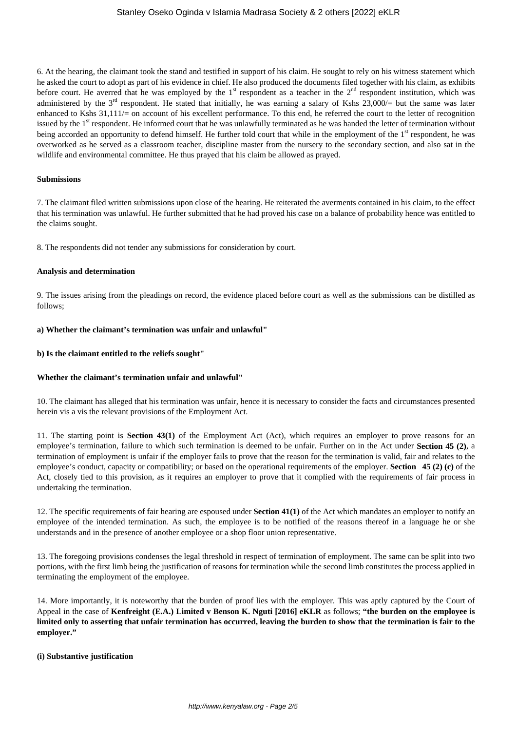6. At the hearing, the claimant took the stand and testified in support of his claim. He sought to rely on his witness statement which he asked the court to adopt as part of his evidence in chief. He also produced the documents filed together with his claim, as exhibits before court. He averred that he was employed by the 1st respondent as a teacher in the 2nd respondent institution, which was administered by the 3rd respondent. He stated that initially, he was earning a salary of Kshs 23,000/= but the same was later enhanced to Kshs 31,111/= on account of his excellent performance. To this end, he referred the court to the letter of recognition issued by the 1st respondent. He informed court that he was unlawfully terminated as he was handed the letter of termination without being accorded an opportunity to defend himself. He further told court that while in the employment of the 1st respondent, he was overworked as he served as a classroom teacher, discipline master from the nursery to the secondary section, and also sat in the wildlife and environmental committee. He thus prayed that his claim be allowed as prayed.

**Submissions**

7. The claimant filed written submissions upon close of the hearing. He reiterated the averments contained in his claim, to the effect that his termination was unlawful. He further submitted that he had proved his case on a balance of probability hence was entitled to the claims sought.

8. The respondents did not tender any submissions for consideration by court.

**Analysis and determination**

9. The issues arising from the pleadings on record, the evidence placed before court as well as the submissions can be distilled as follows;

**a) Whether the claimant's termination was unfair and unlawful"**

**b) Is the claimant entitled to the reliefs sought"**

**Whether the claimant's termination unfair and unlawful"**

10. The claimant has alleged that his termination was unfair, hence it is necessary to consider the facts and circumstances presented herein vis a vis the relevant provisions of the Employment Act.

11. The starting point is **Section 43(1)** of the Employment Act (Act), which requires an employer to prove reasons for an employee's termination, failure to which such termination is deemed to be unfair. Further on in the Act under **Section 45 (2)**, a termination of employment is unfair if the employer fails to prove that the reason for the termination is valid, fair and relates to the employee's conduct, capacity or compatibility; or based on the operational requirements of the employer. **Section 45 (2) (c)** of the Act, closely tied to this provision, as it requires an employer to prove that it complied with the requirements of fair process in undertaking the termination.

12. The specific requirements of fair hearing are espoused under **Section 41(1)** of the Act which mandates an employer to notify an employee of the intended termination. As such, the employee is to be notified of the reasons thereof in a language he or she understands and in the presence of another employee or a shop floor union representative.

13. The foregoing provisions condenses the legal threshold in respect of termination of employment. The same can be split into two portions, with the first limb being the justification of reasons for termination while the second limb constitutes the process applied in terminating the employment of the employee.

14. More importantly, it is noteworthy that the burden of proof lies with the employer. This was aptly captured by the Court of Appeal in the case of **Kenfreight (E.A.) Limited v Benson K. Nguti [2016] eKLR** as follows; **"the burden on the employee is limited only to asserting that unfair termination has occurred, leaving the burden to show that the termination is fair to the employer."**

**(i) Substantive justification**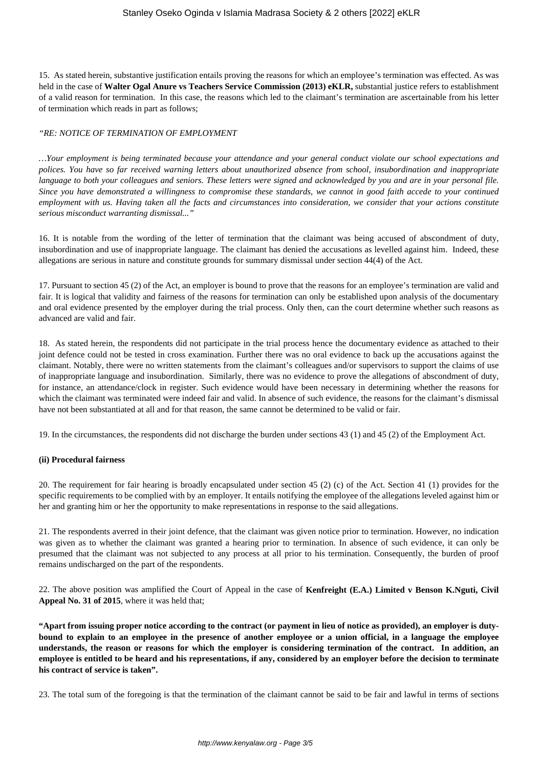15. As stated herein, substantive justification entails proving the reasons for which an employee's termination was effected. As was held in the case of **Walter Ogal Anure vs Teachers Service Commission (2013) eKLR,** substantial justice refers to establishment of a valid reason for termination. In this case, the reasons which led to the claimant's termination are ascertainable from his letter of termination which reads in part as follows;

*"RE: NOTICE OF TERMINATION OF EMPLOYMENT*

*…Your employment is being terminated because your attendance and your general conduct violate our school expectations and polices. You have so far received warning letters about unauthorized absence from school, insubordination and inappropriate language to both your colleagues and seniors. These letters were signed and acknowledged by you and are in your personal file. Since you have demonstrated a willingness to compromise these standards, we cannot in good faith accede to your continued employment with us. Having taken all the facts and circumstances into consideration, we consider that your actions constitute serious misconduct warranting dismissal..."*

16. It is notable from the wording of the letter of termination that the claimant was being accused of abscondment of duty, insubordination and use of inappropriate language. The claimant has denied the accusations as levelled against him. Indeed, these allegations are serious in nature and constitute grounds for summary dismissal under section 44(4) of the Act.

17. Pursuant to section 45 (2) of the Act, an employer is bound to prove that the reasons for an employee's termination are valid and fair. It is logical that validity and fairness of the reasons for termination can only be established upon analysis of the documentary and oral evidence presented by the employer during the trial process. Only then, can the court determine whether such reasons as advanced are valid and fair.

18. As stated herein, the respondents did not participate in the trial process hence the documentary evidence as attached to their joint defence could not be tested in cross examination. Further there was no oral evidence to back up the accusations against the claimant. Notably, there were no written statements from the claimant's colleagues and/or supervisors to support the claims of use of inappropriate language and insubordination. Similarly, there was no evidence to prove the allegations of abscondment of duty, for instance, an attendance/clock in register. Such evidence would have been necessary in determining whether the reasons for which the claimant was terminated were indeed fair and valid. In absence of such evidence, the reasons for the claimant's dismissal have not been substantiated at all and for that reason, the same cannot be determined to be valid or fair.

19. In the circumstances, the respondents did not discharge the burden under sections 43 (1) and 45 (2) of the Employment Act.

**(ii) Procedural fairness**

20. The requirement for fair hearing is broadly encapsulated under section 45 (2) (c) of the Act. Section 41 (1) provides for the specific requirements to be complied with by an employer. It entails notifying the employee of the allegations leveled against him or her and granting him or her the opportunity to make representations in response to the said allegations.

21. The respondents averred in their joint defence, that the claimant was given notice prior to termination. However, no indication was given as to whether the claimant was granted a hearing prior to termination. In absence of such evidence, it can only be presumed that the claimant was not subjected to any process at all prior to his termination. Consequently, the burden of proof remains undischarged on the part of the respondents.

22. The above position was amplified the Court of Appeal in the case of **Kenfreight (E.A.) Limited v Benson K.Nguti, Civil Appeal No. 31 of 2015**, where it was held that;

**"Apart from issuing proper notice according to the contract (or payment in lieu of notice as provided), an employer is duty-bound to explain to an employee in the presence of another employee or a union official, in a language the employee understands, the reason or reasons for which the employer is considering termination of the contract. In addition, an employee is entitled to be heard and his representations, if any, considered by an employer before the decision to terminate his contract of service is taken".**

23. The total sum of the foregoing is that the termination of the claimant cannot be said to be fair and lawful in terms of sections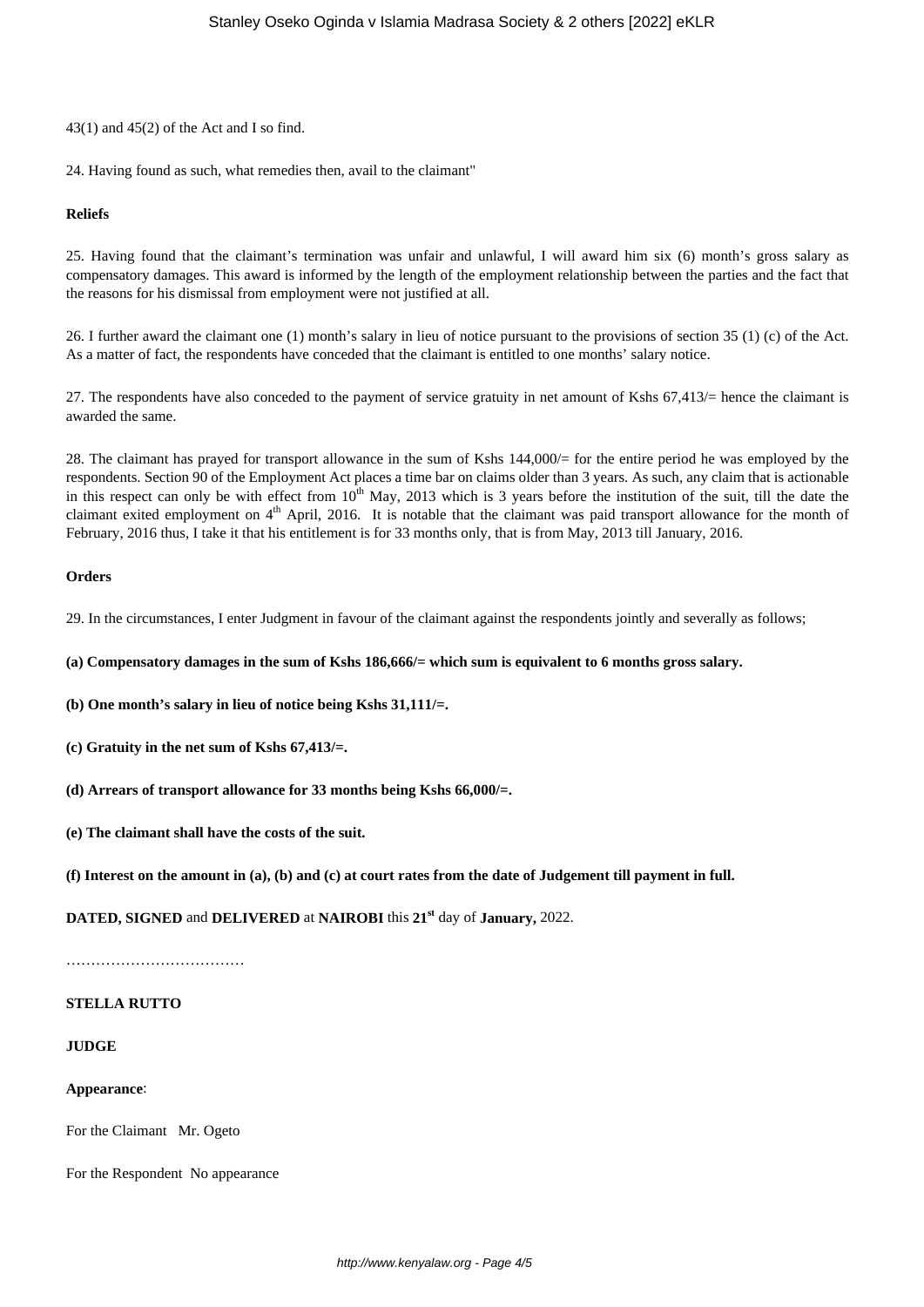43(1) and 45(2) of the Act and I so find.

24. Having found as such, what remedies then, avail to the claimant"

**Reliefs**

25. Having found that the claimant's termination was unfair and unlawful, I will award him six (6) month's gross salary as compensatory damages. This award is informed by the length of the employment relationship between the parties and the fact that the reasons for his dismissal from employment were not justified at all.

26. I further award the claimant one (1) month's salary in lieu of notice pursuant to the provisions of section 35 (1) (c) of the Act. As a matter of fact, the respondents have conceded that the claimant is entitled to one months' salary notice.

27. The respondents have also conceded to the payment of service gratuity in net amount of Kshs 67,413/= hence the claimant is awarded the same.

28. The claimant has prayed for transport allowance in the sum of Kshs 144,000/= for the entire period he was employed by the respondents. Section 90 of the Employment Act places a time bar on claims older than 3 years. As such, any claim that is actionable in this respect can only be with effect from 10th May, 2013 which is 3 years before the institution of the suit, till the date the claimant exited employment on 4th April, 2016. It is notable that the claimant was paid transport allowance for the month of February, 2016 thus, I take it that his entitlement is for 33 months only, that is from May, 2013 till January, 2016.

**Orders**

29. In the circumstances, I enter Judgment in favour of the claimant against the respondents jointly and severally as follows;

**(a) Compensatory damages in the sum of Kshs 186,666/= which sum is equivalent to 6 months gross salary.**

**(b) One month's salary in lieu of notice being Kshs 31,111/=.**

**(c) Gratuity in the net sum of Kshs 67,413/=.**

**(d) Arrears of transport allowance for 33 months being Kshs 66,000/=.**

**(e) The claimant shall have the costs of the suit.**

**(f) Interest on the amount in (a), (b) and (c) at court rates from the date of Judgement till payment in full.**

**DATED, SIGNED** and **DELIVERED** at **NAIROBI** this **21st** day of **January,** 2022.

………………………………

**STELLA RUTTO**

**JUDGE**

**Appearance**:

For the Claimant Mr. Ogeto

For the Respondent No appearance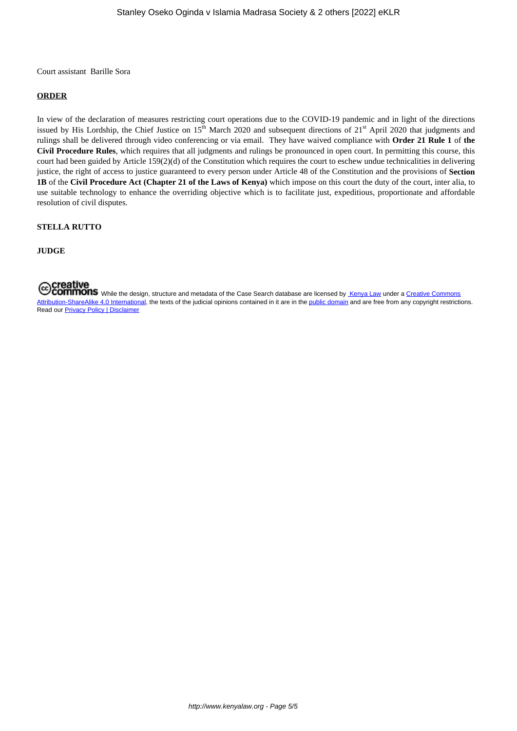Court assistant Barille Sora

**ORDER**

In view of the declaration of measures restricting court operations due to the COVID-19 pandemic and in light of the directions issued by His Lordship, the Chief Justice on 15th March 2020 and subsequent directions of 21st April 2020 that judgments and rulings shall be delivered through video conferencing or via email. They have waived compliance with **Order 21 Rule 1** of **the Civil Procedure Rules**, which requires that all judgments and rulings be pronounced in open court. In permitting this course, this court had been guided by Article 159(2)(d) of the Constitution which requires the court to eschew undue technicalities in delivering justice, the right of access to justice guaranteed to every person under Article 48 of the Constitution and the provisions of **Section 1B** of the **Civil Procedure Act (Chapter 21 of the Laws of Kenya)** which impose on this court the duty of the court, inter alia, to use suitable technology to enhance the overriding objective which is to facilitate just, expeditious, proportionate and affordable resolution of civil disputes.

**STELLA RUTTO**

**JUDGE**

While the design, structure and metadata of the Case Search database are licensed by Kenya Law under a Creative Commons Attribution-ShareAlike 4.0 International, the texts of the judicial opinions contained in it are in the public domain and are free from any copyright restrictions. Read our Privacy Policy | Disclaimer